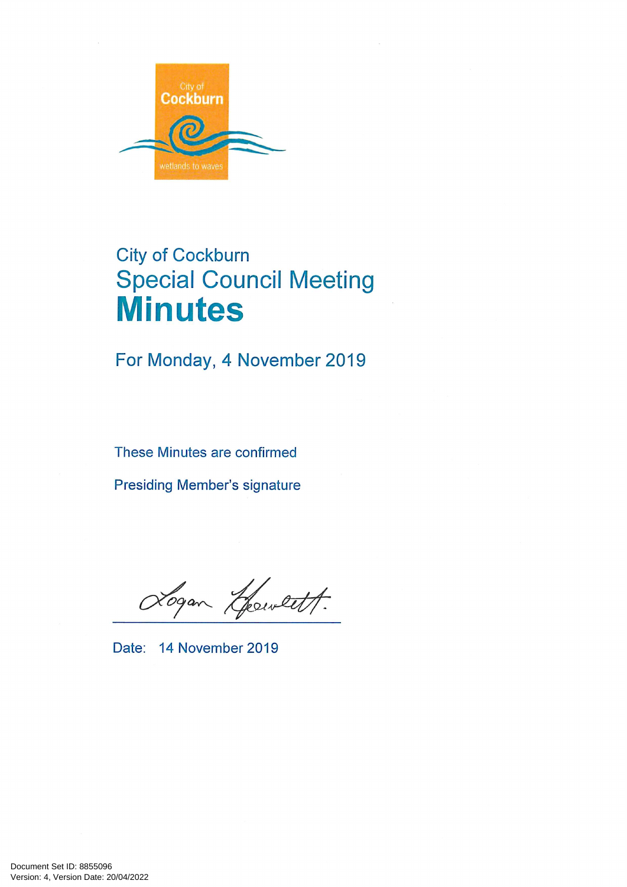City of Cockburn

wetlands to waves

# City of Cockburn
## Special Council Meeting
# Minutes

For Monday, 4 November 2019

These Minutes are confirmed

Presiding Member's signature

Logan Howlett

Date: 14 November 2019

Document Set ID: 8855096
Version: 4, Version Date: 20/04/2022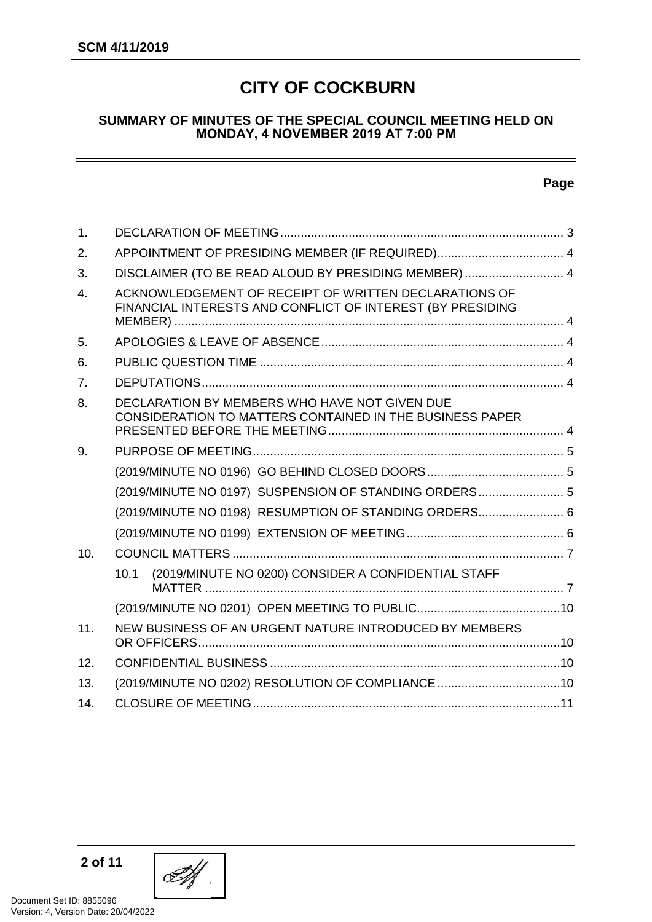# CITY OF COCKBURN

## SUMMARY OF MINUTES OF THE SPECIAL COUNCIL MEETING HELD ON MONDAY, 4 NOVEMBER 2019 AT 7:00 PM

| | | Page |
|---|---|---|
| 1. | DECLARATION OF MEETING | 3 |
| 2. | APPOINTMENT OF PRESIDING MEMBER (IF REQUIRED) | 4 |
| 3. | DISCLAIMER (TO BE READ ALOUD BY PRESIDING MEMBER) | 4 |
| 4. | ACKNOWLEDGEMENT OF RECEIPT OF WRITTEN DECLARATIONS OF FINANCIAL INTERESTS AND CONFLICT OF INTEREST (BY PRESIDING MEMBER) | 4 |
| 5. | APOLOGIES & LEAVE OF ABSENCE | 4 |
| 6. | PUBLIC QUESTION TIME | 4 |
| 7. | DEPUTATIONS | 4 |
| 8. | DECLARATION BY MEMBERS WHO HAVE NOT GIVEN DUE CONSIDERATION TO MATTERS CONTAINED IN THE BUSINESS PAPER PRESENTED BEFORE THE MEETING | 4 |
| 9. | PURPOSE OF MEETING | 5 |
| | (2019/MINUTE NO 0196) GO BEHIND CLOSED DOORS | 5 |
| | (2019/MINUTE NO 0197) SUSPENSION OF STANDING ORDERS | 5 |
| | (2019/MINUTE NO 0198) RESUMPTION OF STANDING ORDERS | 6 |
| | (2019/MINUTE NO 0199) EXTENSION OF MEETING | 6 |
| 10. | COUNCIL MATTERS | 7 |
| | 10.1 (2019/MINUTE NO 0200) CONSIDER A CONFIDENTIAL STAFF MATTER | 7 |
| | (2019/MINUTE NO 0201) OPEN MEETING TO PUBLIC | 10 |
| 11. | NEW BUSINESS OF AN URGENT NATURE INTRODUCED BY MEMBERS OR OFFICERS | 10 |
| 12. | CONFIDENTIAL BUSINESS | 10 |
| 13. | (2019/MINUTE NO 0202) RESOLUTION OF COMPLIANCE | 10 |
| 14. | CLOSURE OF MEETING | 11 |

Document Set ID: 8855096
Version: 4, Version Date: 20/04/2022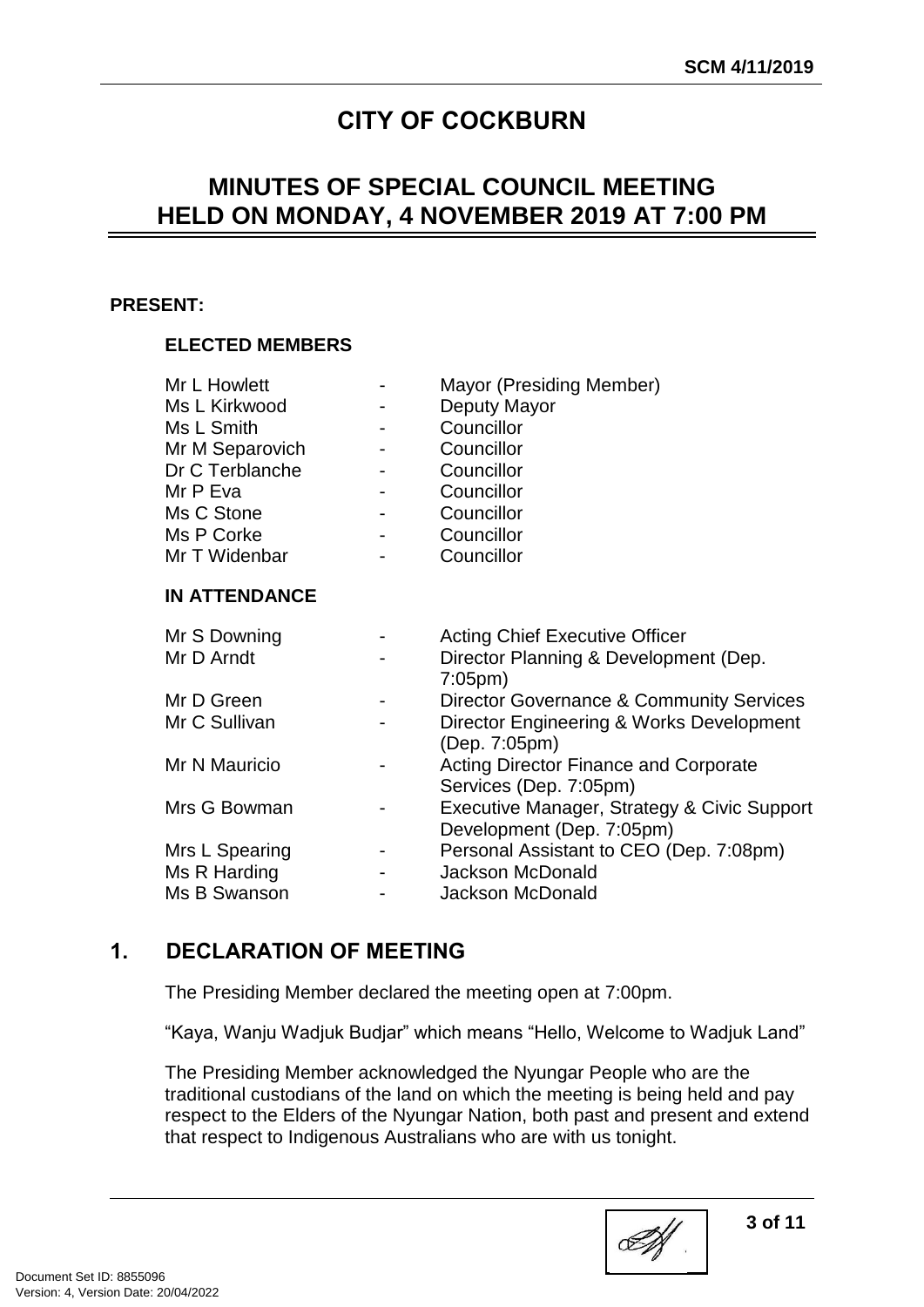# CITY OF COCKBURN

## MINUTES OF SPECIAL COUNCIL MEETING HELD ON MONDAY, 4 NOVEMBER 2019 AT 7:00 PM

**PRESENT:**

**ELECTED MEMBERS**

| | | |
|---|---|---|
| Mr L Howlett | - | Mayor (Presiding Member) |
| Ms L Kirkwood | - | Deputy Mayor |
| Ms L Smith | - | Councillor |
| Mr M Separovich | - | Councillor |
| Dr C Terblanche | - | Councillor |
| Mr P Eva | - | Councillor |
| Ms C Stone | - | Councillor |
| Ms P Corke | - | Councillor |
| Mr T Widenbar | - | Councillor |

**IN ATTENDANCE**

| | | |
|---|---|---|
| Mr S Downing | - | Acting Chief Executive Officer |
| Mr D Arndt | - | Director Planning & Development (Dep. 7:05pm) |
| Mr D Green | - | Director Governance & Community Services |
| Mr C Sullivan | - | Director Engineering & Works Development (Dep. 7:05pm) |
| Mr N Mauricio | - | Acting Director Finance and Corporate Services (Dep. 7:05pm) |
| Mrs G Bowman | - | Executive Manager, Strategy & Civic Support Development (Dep. 7:05pm) |
| Mrs L Spearing | - | Personal Assistant to CEO (Dep. 7:08pm) |
| Ms R Harding | - | Jackson McDonald |
| Ms B Swanson | - | Jackson McDonald |

## 1. DECLARATION OF MEETING

The Presiding Member declared the meeting open at 7:00pm.

"Kaya, Wanju Wadjuk Budjar" which means "Hello, Welcome to Wadjuk Land"

The Presiding Member acknowledged the Nyungar People who are the traditional custodians of the land on which the meeting is being held and pay respect to the Elders of the Nyungar Nation, both past and present and extend that respect to Indigenous Australians who are with us tonight.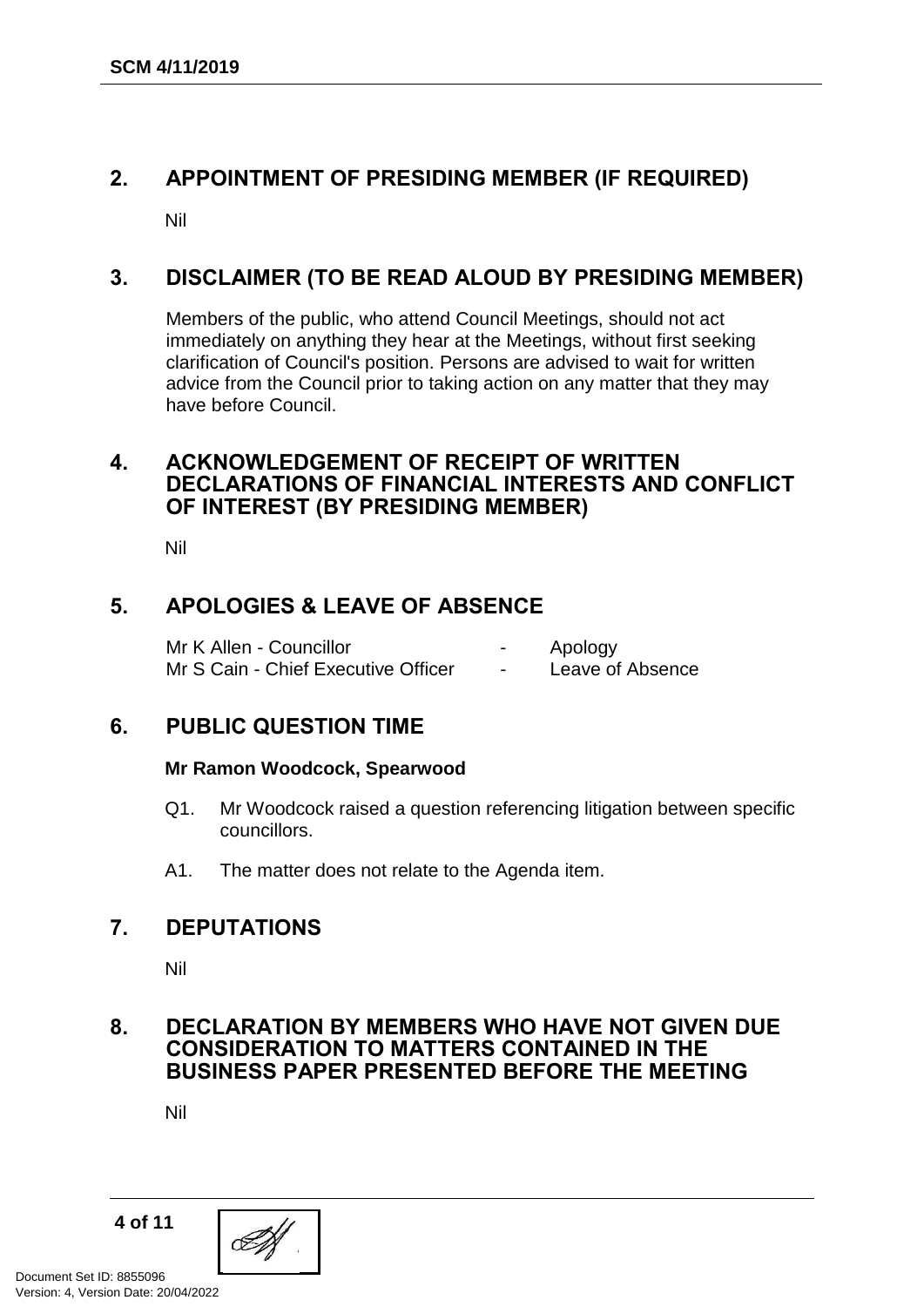## 2. APPOINTMENT OF PRESIDING MEMBER (IF REQUIRED)

Nil

## 3. DISCLAIMER (TO BE READ ALOUD BY PRESIDING MEMBER)

Members of the public, who attend Council Meetings, should not act immediately on anything they hear at the Meetings, without first seeking clarification of Council's position. Persons are advised to wait for written advice from the Council prior to taking action on any matter that they may have before Council.

## 4. ACKNOWLEDGEMENT OF RECEIPT OF WRITTEN DECLARATIONS OF FINANCIAL INTERESTS AND CONFLICT OF INTEREST (BY PRESIDING MEMBER)

Nil

## 5. APOLOGIES & LEAVE OF ABSENCE

| | | |
|---|---|---|
| Mr K Allen - Councillor | - | Apology |
| Mr S Cain - Chief Executive Officer | - | Leave of Absence |

## 6. PUBLIC QUESTION TIME

**Mr Ramon Woodcock, Spearwood**

Q1. Mr Woodcock raised a question referencing litigation between specific councillors.

A1. The matter does not relate to the Agenda item.

## 7. DEPUTATIONS

Nil

## 8. DECLARATION BY MEMBERS WHO HAVE NOT GIVEN DUE CONSIDERATION TO MATTERS CONTAINED IN THE BUSINESS PAPER PRESENTED BEFORE THE MEETING

Nil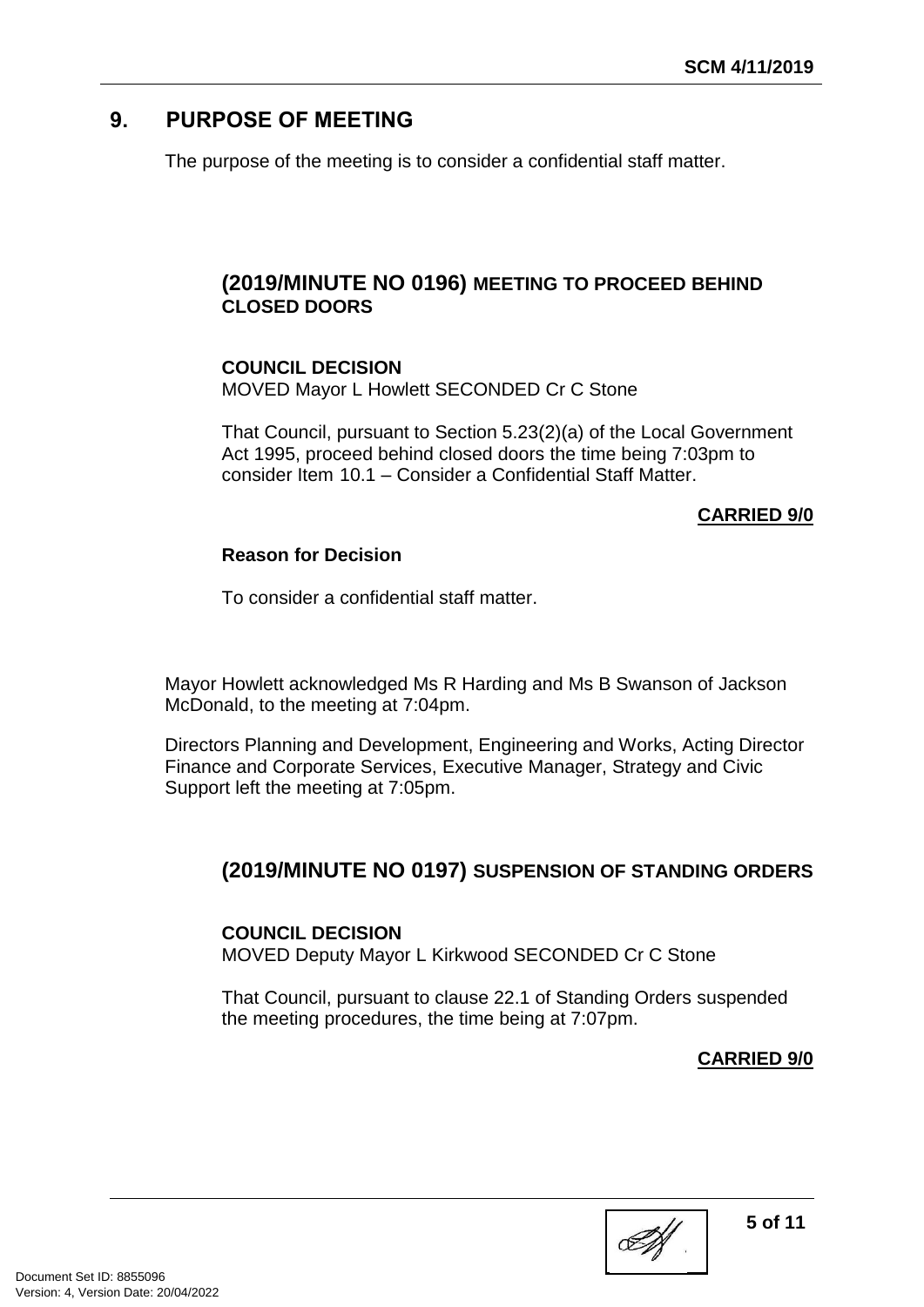## 9. PURPOSE OF MEETING

The purpose of the meeting is to consider a confidential staff matter.

### (2019/MINUTE NO 0196) MEETING TO PROCEED BEHIND CLOSED DOORS

**COUNCIL DECISION**
MOVED Mayor L Howlett SECONDED Cr C Stone

That Council, pursuant to Section 5.23(2)(a) of the Local Government Act 1995, proceed behind closed doors the time being 7:03pm to consider Item 10.1 – Consider a Confidential Staff Matter.

**CARRIED 9/0**

**Reason for Decision**

To consider a confidential staff matter.

Mayor Howlett acknowledged Ms R Harding and Ms B Swanson of Jackson McDonald, to the meeting at 7:04pm.

Directors Planning and Development, Engineering and Works, Acting Director Finance and Corporate Services, Executive Manager, Strategy and Civic Support left the meeting at 7:05pm.

### (2019/MINUTE NO 0197) SUSPENSION OF STANDING ORDERS

**COUNCIL DECISION**
MOVED Deputy Mayor L Kirkwood SECONDED Cr C Stone

That Council, pursuant to clause 22.1 of Standing Orders suspended the meeting procedures, the time being at 7:07pm.

**CARRIED 9/0**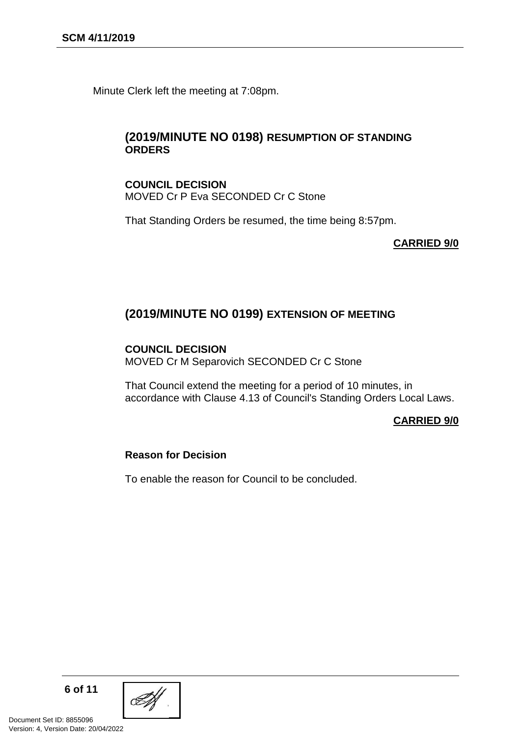Minute Clerk left the meeting at 7:08pm.

## (2019/MINUTE NO 0198) RESUMPTION OF STANDING ORDERS

**COUNCIL DECISION**
MOVED Cr P Eva SECONDED Cr C Stone

That Standing Orders be resumed, the time being 8:57pm.

**CARRIED 9/0**

## (2019/MINUTE NO 0199) EXTENSION OF MEETING

**COUNCIL DECISION**
MOVED Cr M Separovich SECONDED Cr C Stone

That Council extend the meeting for a period of 10 minutes, in accordance with Clause 4.13 of Council's Standing Orders Local Laws.

**CARRIED 9/0**

**Reason for Decision**

To enable the reason for Council to be concluded.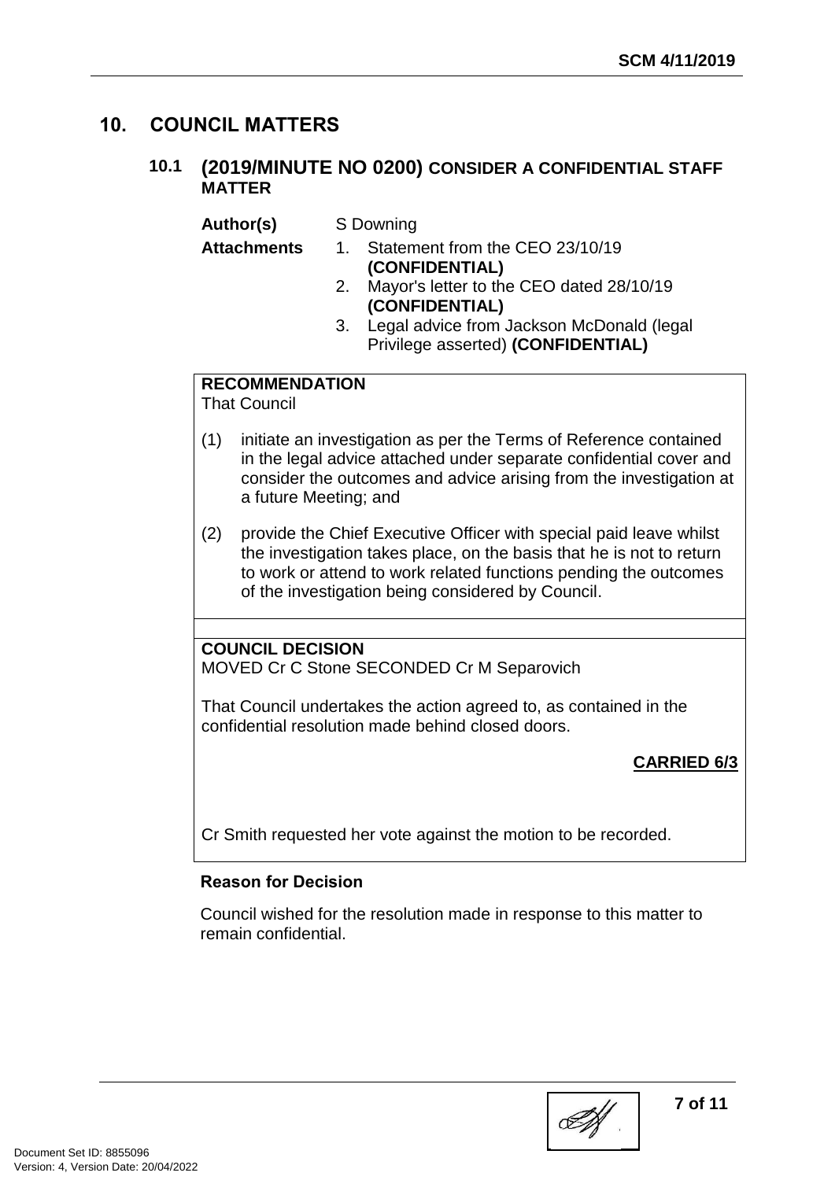# 10. COUNCIL MATTERS

## 10.1 (2019/MINUTE NO 0200) CONSIDER A CONFIDENTIAL STAFF MATTER

**Author(s)** S Downing

**Attachments**
1. Statement from the CEO 23/10/19 **(CONFIDENTIAL)**
2. Mayor's letter to the CEO dated 28/10/19 **(CONFIDENTIAL)**
3. Legal advice from Jackson McDonald (legal Privilege asserted) **(CONFIDENTIAL)**

**RECOMMENDATION**

That Council

(1) initiate an investigation as per the Terms of Reference contained in the legal advice attached under separate confidential cover and consider the outcomes and advice arising from the investigation at a future Meeting; and

(2) provide the Chief Executive Officer with special paid leave whilst the investigation takes place, on the basis that he is not to return to work or attend to work related functions pending the outcomes of the investigation being considered by Council.

**COUNCIL DECISION**

MOVED Cr C Stone SECONDED Cr M Separovich

That Council undertakes the action agreed to, as contained in the confidential resolution made behind closed doors.

**CARRIED 6/3**

Cr Smith requested her vote against the motion to be recorded.

**Reason for Decision**

Council wished for the resolution made in response to this matter to remain confidential.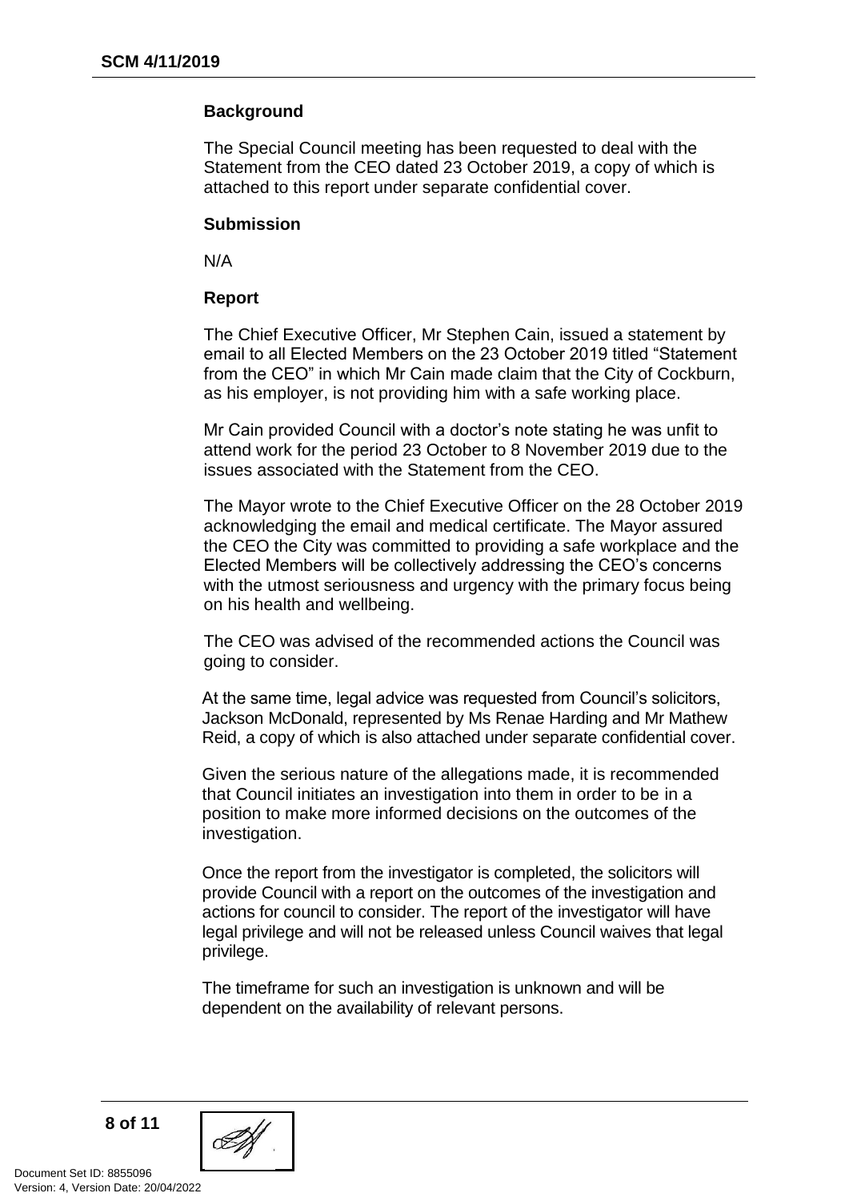### Background

The Special Council meeting has been requested to deal with the Statement from the CEO dated 23 October 2019, a copy of which is attached to this report under separate confidential cover.

### Submission

N/A

### Report

The Chief Executive Officer, Mr Stephen Cain, issued a statement by email to all Elected Members on the 23 October 2019 titled "Statement from the CEO" in which Mr Cain made claim that the City of Cockburn, as his employer, is not providing him with a safe working place.

Mr Cain provided Council with a doctor's note stating he was unfit to attend work for the period 23 October to 8 November 2019 due to the issues associated with the Statement from the CEO.

The Mayor wrote to the Chief Executive Officer on the 28 October 2019 acknowledging the email and medical certificate. The Mayor assured the CEO the City was committed to providing a safe workplace and the Elected Members will be collectively addressing the CEO's concerns with the utmost seriousness and urgency with the primary focus being on his health and wellbeing.

The CEO was advised of the recommended actions the Council was going to consider.

At the same time, legal advice was requested from Council's solicitors, Jackson McDonald, represented by Ms Renae Harding and Mr Mathew Reid, a copy of which is also attached under separate confidential cover.

Given the serious nature of the allegations made, it is recommended that Council initiates an investigation into them in order to be in a position to make more informed decisions on the outcomes of the investigation.

Once the report from the investigator is completed, the solicitors will provide Council with a report on the outcomes of the investigation and actions for council to consider. The report of the investigator will have legal privilege and will not be released unless Council waives that legal privilege.

The timeframe for such an investigation is unknown and will be dependent on the availability of relevant persons.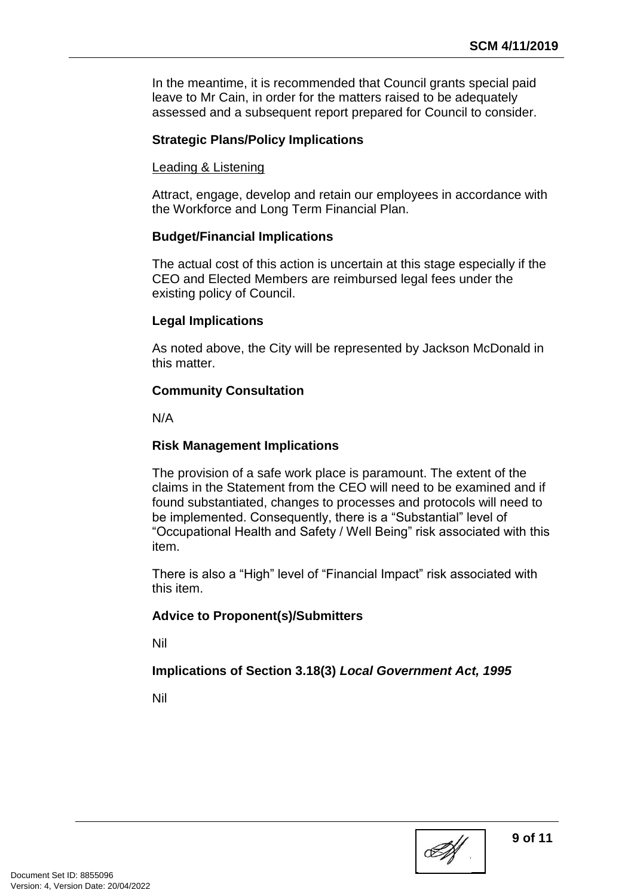In the meantime, it is recommended that Council grants special paid leave to Mr Cain, in order for the matters raised to be adequately assessed and a subsequent report prepared for Council to consider.

**Strategic Plans/Policy Implications**

<u>Leading & Listening</u>

Attract, engage, develop and retain our employees in accordance with the Workforce and Long Term Financial Plan.

**Budget/Financial Implications**

The actual cost of this action is uncertain at this stage especially if the CEO and Elected Members are reimbursed legal fees under the existing policy of Council.

**Legal Implications**

As noted above, the City will be represented by Jackson McDonald in this matter.

**Community Consultation**

N/A

**Risk Management Implications**

The provision of a safe work place is paramount. The extent of the claims in the Statement from the CEO will need to be examined and if found substantiated, changes to processes and protocols will need to be implemented. Consequently, there is a "Substantial" level of "Occupational Health and Safety / Well Being" risk associated with this item.

There is also a "High" level of "Financial Impact" risk associated with this item.

**Advice to Proponent(s)/Submitters**

Nil

**Implications of Section 3.18(3)** ***Local Government Act, 1995***

Nil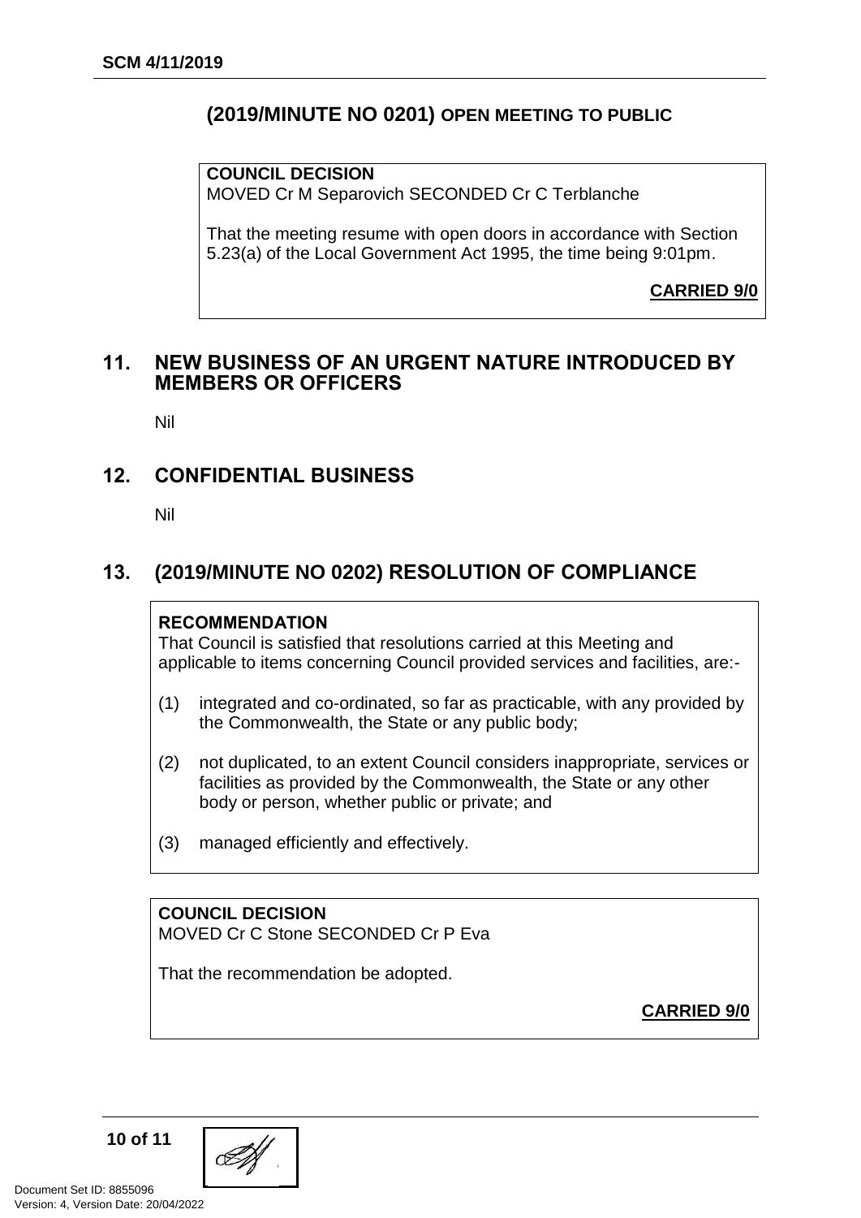## (2019/MINUTE NO 0201) OPEN MEETING TO PUBLIC

**COUNCIL DECISION**
MOVED Cr M Separovich SECONDED Cr C Terblanche

That the meeting resume with open doors in accordance with Section 5.23(a) of the Local Government Act 1995, the time being 9:01pm.

**CARRIED 9/0**

## 11. NEW BUSINESS OF AN URGENT NATURE INTRODUCED BY MEMBERS OR OFFICERS

Nil

## 12. CONFIDENTIAL BUSINESS

Nil

## 13. (2019/MINUTE NO 0202) RESOLUTION OF COMPLIANCE

**RECOMMENDATION**
That Council is satisfied that resolutions carried at this Meeting and applicable to items concerning Council provided services and facilities, are:-

(1) integrated and co-ordinated, so far as practicable, with any provided by the Commonwealth, the State or any public body;

(2) not duplicated, to an extent Council considers inappropriate, services or facilities as provided by the Commonwealth, the State or any other body or person, whether public or private; and

(3) managed efficiently and effectively.

**COUNCIL DECISION**
MOVED Cr C Stone SECONDED Cr P Eva

That the recommendation be adopted.

**CARRIED 9/0**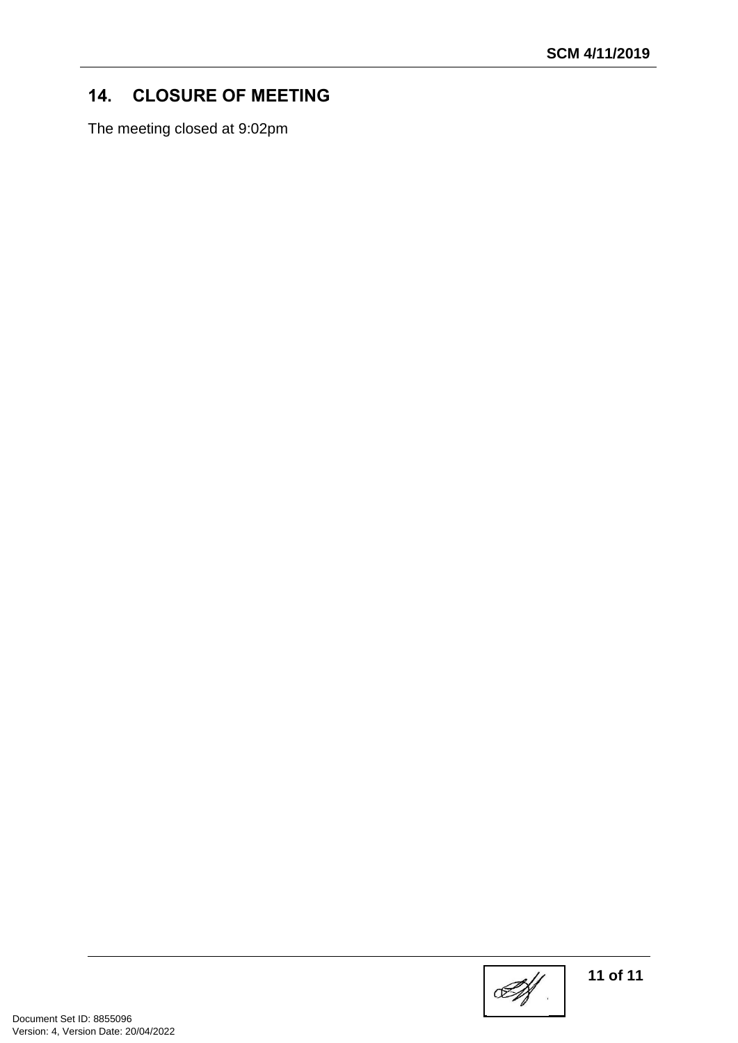## 14. CLOSURE OF MEETING

The meeting closed at 9:02pm